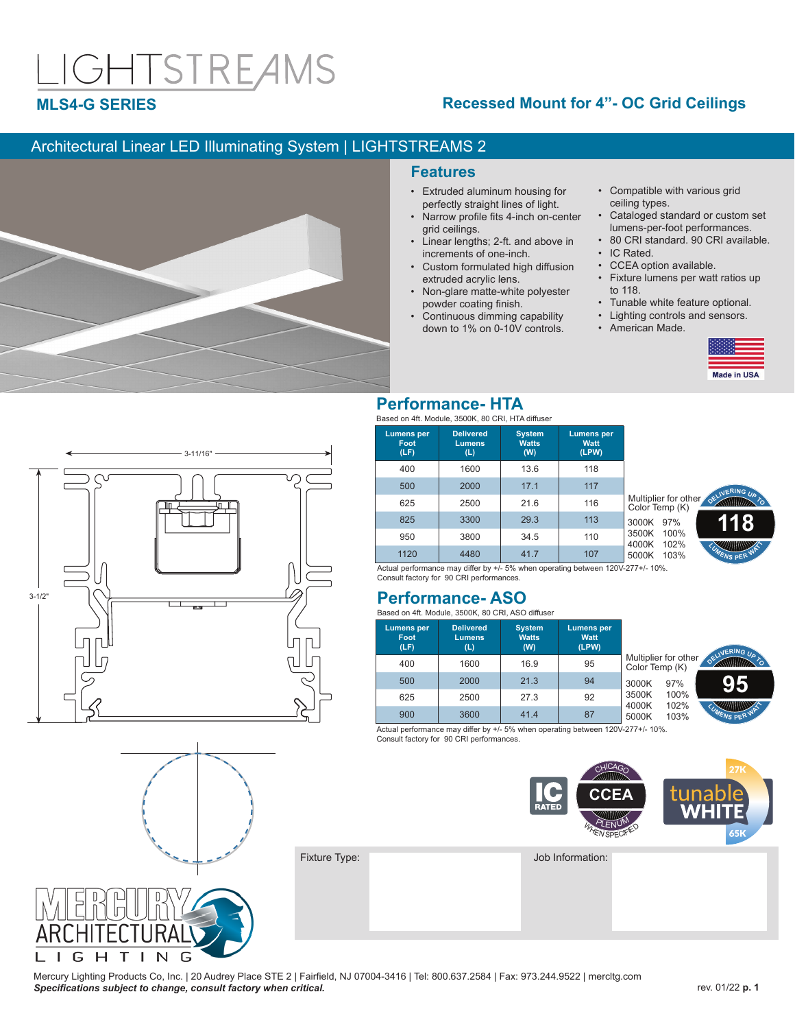# LIGHTSTREAMS

## MLS4-G SERIES

## Recessed Mount for 4”- OC Grid Ceilings

Architectural Linear LED Illuminating System | LIGHTSTREAMS 2

## Features

- Extruded aluminum housing for perfectly straight lines of light.
- Narrow profile fits 4-inch on-center grid ceilings.
- Linear lengths; 2-ft. and above in increments of one-inch.
- Custom formulated high diffusion extruded acrylic lens.
- Non-glare matte-white polyester powder coating finish.
- Continuous dimming capability down to 1% on 0-10V controls.
- Compatible with various grid ceiling types.
- Cataloged standard or custom set lumens-per-foot performances.
- 80 CRI standard. 90 CRI available.
- IC Rated.
- CCEA option available.
- Fixture lumens per watt ratios up to 118.
- Tunable white feature optional.
- Lighting controls and sensors.
- American Made.

Made in USA

3-11/16"

3-1/2"

## Performance- HTA

Based on 4ft. Module, 3500K, 80 CRI, HTA diffuser

| Lumens per Foot (LF) | Delivered Lumens (L) | System Watts (W) | Lumens per Watt (LPW) |
|---|---|---|---|
| 400 | 1600 | 13.6 | 118 |
| 500 | 2000 | 17.1 | 117 |
| 625 | 2500 | 21.6 | 116 |
| 825 | 3300 | 29.3 | 113 |
| 950 | 3800 | 34.5 | 110 |
| 1120 | 4480 | 41.7 | 107 |

Multiplier for other Color Temp (K)

| | |
|---|---|
| 3000K | 97% |
| 3500K | 100% |
| 4000K | 102% |
| 5000K | 103% |

DELIVERING UP TO 118 LUMENS PER WATT

Actual performance may differ by +/- 5% when operating between 120V-277+/- 10%.
Consult factory for 90 CRI performances.

## Performance- ASO

Based on 4ft. Module, 3500K, 80 CRI, ASO diffuser

| Lumens per Foot (LF) | Delivered Lumens (L) | System Watts (W) | Lumens per Watt (LPW) |
|---|---|---|---|
| 400 | 1600 | 16.9 | 95 |
| 500 | 2000 | 21.3 | 94 |
| 625 | 2500 | 27.3 | 92 |
| 900 | 3600 | 41.4 | 87 |

Multiplier for other Color Temp (K)

| | |
|---|---|
| 3000K | 97% |
| 3500K | 100% |
| 4000K | 102% |
| 5000K | 103% |

DELIVERING UP TO 95 LUMENS PER WATT

Actual performance may differ by +/- 5% when operating between 120V-277+/- 10%.
Consult factory for 90 CRI performances.

IC RATED | CHICAGO CCEA PLENUM WHEN SPECIFIED | 27K tunable WHITE 65K

Fixture Type:

Job Information:

MERCURY ARCHITECTURAL LIGHTING

Mercury Lighting Products Co, Inc. | 20 Audrey Place STE 2 | Fairfield, NJ 07004-3416 | Tel: 800.637.2584 | Fax: 973.244.9522 | mercltg.com

***Specifications subject to change, consult factory when critical.***

rev. 01/22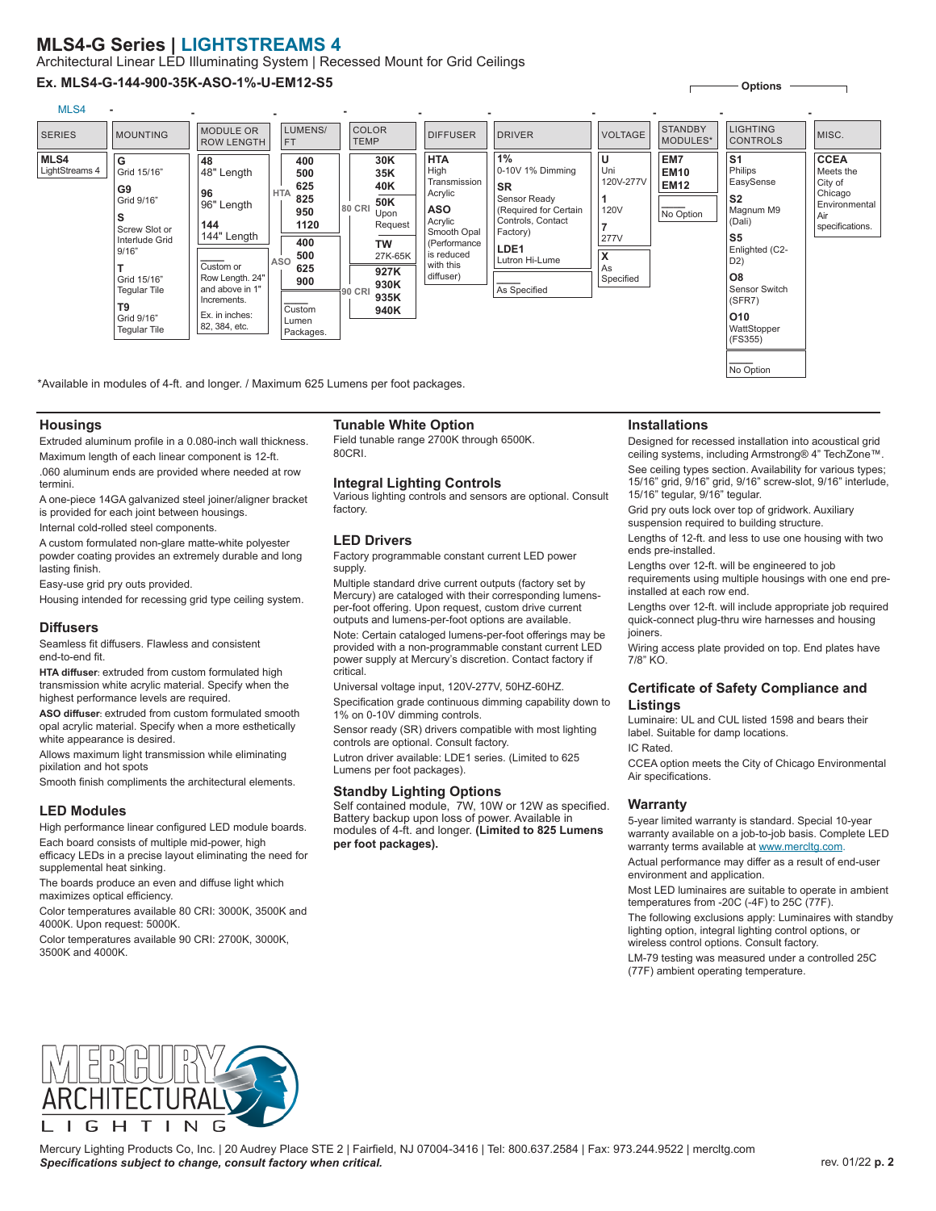# MLS4-G Series | LIGHTSTREAMS 4

Architectual Linear LED Illuminating System | Recessed Mount for Grid Ceilings

**Ex. MLS4-G-144-900-35K-ASO-1%-U-EM12-S5**

MLS4 - - - - - - - - Options -

| SERIES | MOUNTING | MODULE OR ROW LENGTH | LUMENS/ FT | COLOR TEMP | DIFFUSER | DRIVER | VOLTAGE | STANDBY MODULES* | LIGHTING CONTROLS | MISC. |
|---|---|---|---|---|---|---|---|---|---|---|
| **MLS4** LightStreams 4 | **G** Grid 15/16" | **48** 48" Length | HTA: **400**, **500**, **625**, **825**, **950**, **1120** | 80 CRI: **30K**, **35K**, **40K**, **50K** Upon Request | **HTA** High Transmission Acrylic | **1%** 0-10V 1% Dimming | **U** Uni 120V-277V | **EM7** | **S1** Philips EasySense | **CCEA** Meets the City of Chicago Environmental Air specifications. |
| | **G9** Grid 9/16" | **96** 96" Length | ASO: **400**, **500**, **625**, **900** | **TW** 27K-65K | **ASO** Acrylic Smooth Opal (Performance is reduced with this diffuser) | **SR** Sensor Ready (Required for Certain Controls, Contact Factory) | **1** 120V | **EM10** | **S2** Magnum M9 (Dali) | |
| | **S** Screw Slot or Interlude Grid 9/16" | **144** 144" Length | ___ Custom Lumen Packages. | 90 CRI: **927K**, **930K**, **935K**, **940K** | | **LDE1** Lutron Hi-Lume | **7** 277V | **EM12** | **S5** Enlighted (C2-D2) | |
| | **T** Grid 15/16" Tegular Tile | ___ Custom or Row Length. 24" and above in 1" Increments. Ex. in inches: 82, 384, etc. | | | | ___ As Specified | **X** As Specified | ___ No Option | **O8** Sensor Switch (SFR7) | |
| | **T9** Grid 9/16" Tegular Tile | | | | | | | | **O10** WattStopper (FS355) | |
| | | | | | | | | | ___ No Option | |

*Available in modules of 4-ft. and longer. / Maximum 625 Lumens per foot packages.

## Housings

Extruded aluminum profile in a 0.080-inch wall thickness.

Maximum length of each linear component is 12-ft.

.060 aluminum ends are provided where needed at row termini.

A one-piece 14GA galvanized steel joiner/aligner bracket is provided for each joint between housings.

Internal cold-rolled steel components.

A custom formulated non-glare matte-white polyester powder coating provides an extremely durable and long lasting finish.

Easy-use grid pry outs provided.

Housing intended for recessing grid type ceiling system.

## Diffusers

Seamless fit diffusers. Flawless and consistent end-to-end fit.

**HTA diffuser**: extruded from custom formulated high transmission white acrylic material. Specify when the highest performance levels are required.

**ASO diffuser**: extruded from custom formulated smooth opal acrylic material. Specify when a more esthetically white appearance is desired.

Allows maximum light transmission while eliminating pixilation and hot spots

Smooth finish compliments the architectural elements.

## LED Modules

High performance linear configured LED module boards.

Each board consists of multiple mid-power, high efficacy LEDs in a precise layout eliminating the need for supplemental heat sinking.

The boards produce an even and diffuse light which maximizes optical efficiency.

Color temperatures available 80 CRI: 3000K, 3500K and 4000K. Upon request: 5000K.

Color temperatures available 90 CRI: 2700K, 3000K, 3500K and 4000K.

## Tunable White Option

Field tunable range 2700K through 6500K.
80CRI.

## Integral Lighting Controls

Various lighting controls and sensors are optional. Consult factory.

## LED Drivers

Factory programmable constant current LED power supply.

Multiple standard drive current outputs (factory set by Mercury) are cataloged with their corresponding lumens-per-foot offering. Upon request, custom drive current outputs and lumens-per-foot options are available.

Note: Certain cataloged lumens-per-foot offerings may be provided with a non-programmable constant current LED power supply at Mercury's discretion. Contact factory if critical.

Universal voltage input, 120V-277V, 50HZ-60HZ.

Specification grade continuous dimming capability down to 1% on 0-10V dimming controls.

Sensor ready (SR) drivers compatible with most lighting controls are optional. Consult factory.

Lutron driver available: LDE1 series. (Limited to 625 Lumens per foot packages).

## Standby Lighting Options

Self contained module, 7W, 10W or 12W as specified. Battery backup upon loss of power. Available in modules of 4-ft. and longer. **(Limited to 825 Lumens per foot packages).**

## Installations

Designed for recessed installation into acoustical grid ceiling systems, including Armstrong® 4" TechZone™.

See ceiling types section. Availability for various types; 15/16" grid, 9/16" grid, 9/16" screw-slot, 9/16" interlude, 15/16" tegular, 9/16" tegular.

Grid pry outs lock over top of gridwork. Auxiliary suspension required to building structure.

Lengths of 12-ft. and less to use one housing with two ends pre-installed.

Lengths over 12-ft. will be engineered to job requirements using multiple housings with one end pre-installed at each row end.

Lengths over 12-ft. will include appropriate job required quick-connect plug-thru wire harnesses and housing joiners.

Wiring access plate provided on top. End plates have 7/8" KO.

## Certificate of Safety Compliance and Listings

Luminaire: UL and CUL listed 1598 and bears their label. Suitable for damp locations.

IC Rated.

CCEA option meets the City of Chicago Environmental Air specifications.

## Warranty

5-year limited warranty is standard. Special 10-year warranty available on a job-to-job basis. Complete LED warranty terms available at www.mercltg.com.

Actual performance may differ as a result of end-user environment and application.

Most LED luminaires are suitable to operate in ambient temperatures from -20C (-4F) to 25C (77F).

The following exclusions apply: Luminaires with standby lighting option, integral lighting control options, or wireless control options. Consult factory.

LM-79 testing was measured under a controlled 25C (77F) ambient operating temperature.

MERCURY ARCHITECTURAL LIGHTING

Mercury Lighting Products Co, Inc. | 20 Audrey Place STE 2 | Fairfield, NJ 07004-3416 | Tel: 800.637.2584 | Fax: 973.244.9522 | mercltg.com

***Specifications subject to change, consult factory when critical.***

rev. 01/22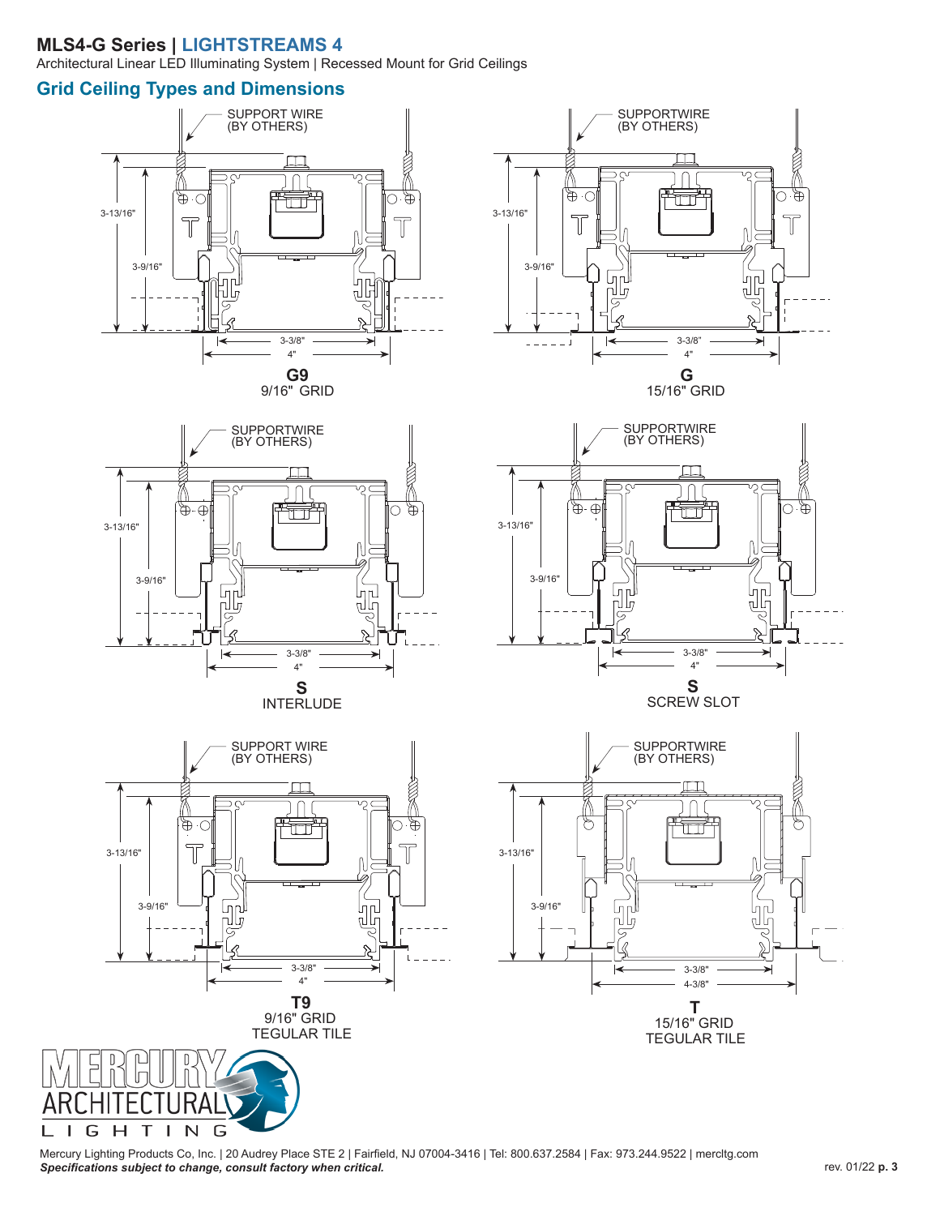# MLS4-G Series | LIGHTSTREAMS 4

Architectural Linear LED Illuminating System | Recessed Mount for Grid Ceilings

## Grid Ceiling Types and Dimensions

SUPPORT WIRE (BY OTHERS)

3-13/16"

3-9/16"

3-3/8"

4"

**G9**
9/16" GRID

SUPPORTWIRE (BY OTHERS)

3-13/16"

3-9/16"

3-3/8"

4"

**G**
15/16" GRID

SUPPORTWIRE (BY OTHERS)

3-13/16"

3-9/16"

3-3/8"

4"

**S**
INTERLUDE

SUPPORTWIRE (BY OTHERS)

3-13/16"

3-9/16"

3-3/8"

4"

**S**
SCREW SLOT

SUPPORT WIRE (BY OTHERS)

3-13/16"

3-9/16"

3-3/8"

4"

**T9**
9/16" GRID
TEGULAR TILE

SUPPORTWIRE (BY OTHERS)

3-13/16"

3-9/16"

3-3/8"

4-3/8"

**T**
15/16" GRID
TEGULAR TILE

MERCURY ARCHITECTURAL LIGHTING

Mercury Lighting Products Co, Inc. | 20 Audrey Place STE 2 | Fairfield, NJ 07004-3416 | Tel: 800.637.2584 | Fax: 973.244.9522 | mercltg.com

***Specifications subject to change, consult factory when critical.***

rev. 01/22